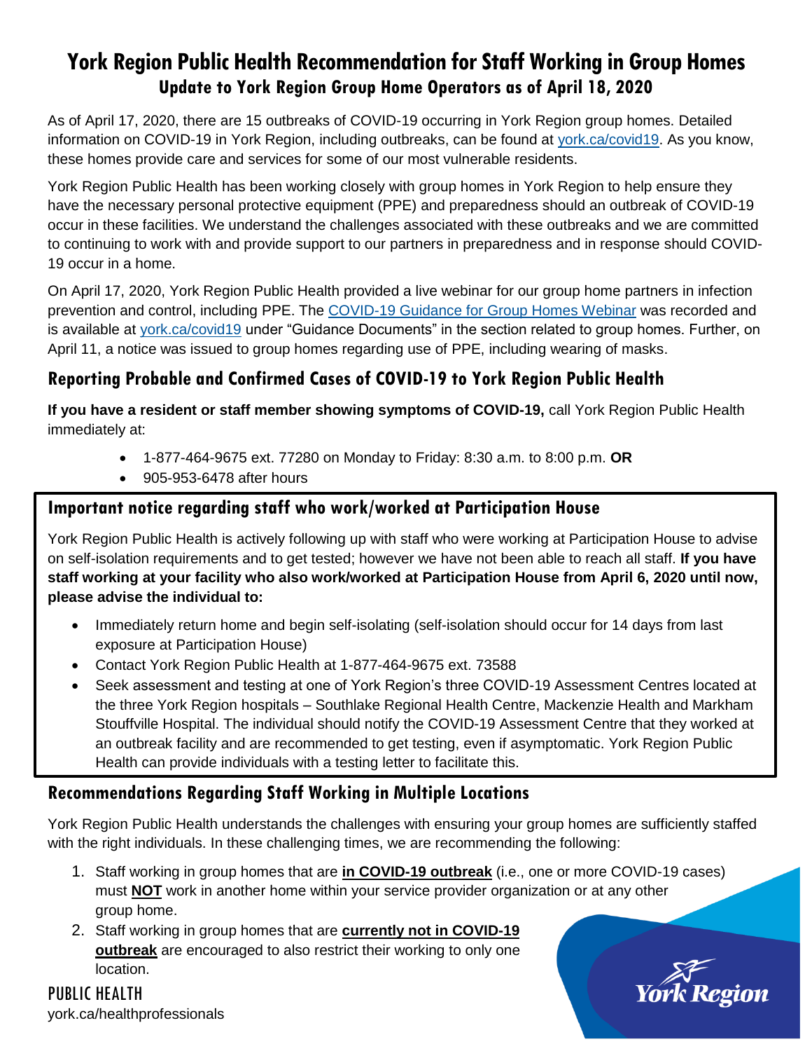# York Region Public Health Recommendation for Staff Working in Group Homes

## Update to York Region Group Home Operators as of April 18, 2020

As of April 17, 2020, there are 15 outbreaks of COVID-19 occurring in York Region group homes. Detailed information on COVID-19 in York Region, including outbreaks, can be found at york.ca/covid19. As you know, these homes provide care and services for some of our most vulnerable residents.

York Region Public Health has been working closely with group homes in York Region to help ensure they have the necessary personal protective equipment (PPE) and preparedness should an outbreak of COVID-19 occur in these facilities. We understand the challenges associated with these outbreaks and we are committed to continuing to work with and provide support to our partners in preparedness and in response should COVID-19 occur in a home.

On April 17, 2020, York Region Public Health provided a live webinar for our group home partners in infection prevention and control, including PPE. The COVID-19 Guidance for Group Homes Webinar was recorded and is available at york.ca/covid19 under "Guidance Documents" in the section related to group homes. Further, on April 11, a notice was issued to group homes regarding use of PPE, including wearing of masks.

### Reporting Probable and Confirmed Cases of COVID-19 to York Region Public Health

**If you have a resident or staff member showing symptoms of COVID-19,** call York Region Public Health immediately at:

- 1-877-464-9675 ext. 77280 on Monday to Friday: 8:30 a.m. to 8:00 p.m. **OR**
- 905-953-6478 after hours

### Important notice regarding staff who work/worked at Participation House

York Region Public Health is actively following up with staff who were working at Participation House to advise on self-isolation requirements and to get tested; however we have not been able to reach all staff. **If you have staff working at your facility who also work/worked at Participation House from April 6, 2020 until now, please advise the individual to:**

- Immediately return home and begin self-isolating (self-isolation should occur for 14 days from last exposure at Participation House)
- Contact York Region Public Health at 1-877-464-9675 ext. 73588
- Seek assessment and testing at one of York Region's three COVID-19 Assessment Centres located at the three York Region hospitals – Southlake Regional Health Centre, Mackenzie Health and Markham Stouffville Hospital. The individual should notify the COVID-19 Assessment Centre that they worked at an outbreak facility and are recommended to get testing, even if asymptomatic. York Region Public Health can provide individuals with a testing letter to facilitate this.

### Recommendations Regarding Staff Working in Multiple Locations

York Region Public Health understands the challenges with ensuring your group homes are sufficiently staffed with the right individuals. In these challenging times, we are recommending the following:

1. Staff working in group homes that are **in COVID-19 outbreak** (i.e., one or more COVID-19 cases) must **NOT** work in another home within your service provider organization or at any other group home.
2. Staff working in group homes that are **currently not in COVID-19 outbreak** are encouraged to also restrict their working to only one location.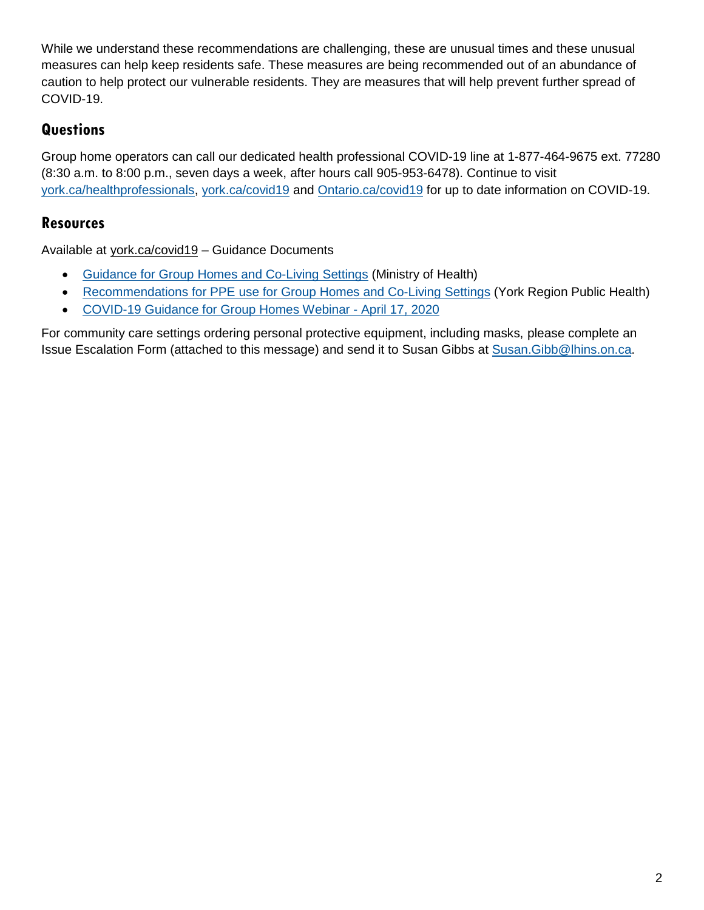While we understand these recommendations are challenging, these are unusual times and these unusual measures can help keep residents safe. These measures are being recommended out of an abundance of caution to help protect our vulnerable residents. They are measures that will help prevent further spread of COVID-19.

## Questions

Group home operators can call our dedicated health professional COVID-19 line at 1-877-464-9675 ext. 77280 (8:30 a.m. to 8:00 p.m., seven days a week, after hours call 905-953-6478). Continue to visit york.ca/healthprofessionals, york.ca/covid19 and Ontario.ca/covid19 for up to date information on COVID-19.

## Resources

Available at york.ca/covid19 – Guidance Documents

- Guidance for Group Homes and Co-Living Settings (Ministry of Health)
- Recommendations for PPE use for Group Homes and Co-Living Settings (York Region Public Health)
- COVID-19 Guidance for Group Homes Webinar - April 17, 2020

For community care settings ordering personal protective equipment, including masks, please complete an Issue Escalation Form (attached to this message) and send it to Susan Gibbs at Susan.Gibb@lhins.on.ca.